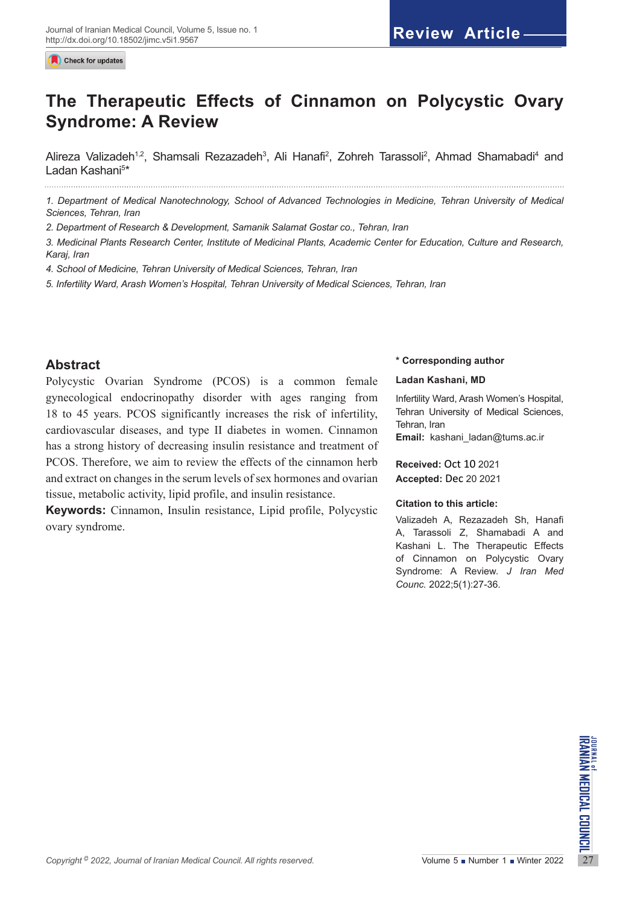Review Article

# The Therapeutic Effects of Cinnamon on Polycystic Ovary Syndrome: A Review

Alireza Valizadeh[1,2], Shamsali Rezazadeh[3], Ali Hanafi[2], Zohreh Tarassoli[2], Ahmad Shamabadi[4] and Ladan Kashani[5]*

*1. Department of Medical Nanotechnology, School of Advanced Technologies in Medicine, Tehran University of Medical Sciences, Tehran, Iran*

*2. Department of Research & Development, Samanik Salamat Gostar co., Tehran, Iran*

*3. Medicinal Plants Research Center, Institute of Medicinal Plants, Academic Center for Education, Culture and Research, Karaj, Iran*

*4. School of Medicine, Tehran University of Medical Sciences, Tehran, Iran*

*5. Infertility Ward, Arash Women's Hospital, Tehran University of Medical Sciences, Tehran, Iran*

## Abstract

Polycystic Ovarian Syndrome (PCOS) is a common female gynecological endocrinopathy disorder with ages ranging from 18 to 45 years. PCOS significantly increases the risk of infertility, cardiovascular diseases, and type II diabetes in women. Cinnamon has a strong history of decreasing insulin resistance and treatment of PCOS. Therefore, we aim to review the effects of the cinnamon herb and extract on changes in the serum levels of sex hormones and ovarian tissue, metabolic activity, lipid profile, and insulin resistance.

**Keywords:** Cinnamon, Insulin resistance, Lipid profile, Polycystic ovary syndrome.

**\* Corresponding author**

**Ladan Kashani, MD**

Infertility Ward, Arash Women's Hospital, Tehran University of Medical Sciences, Tehran, Iran

**Email:** kashani_ladan@tums.ac.ir

**Received:** Oct 10 2021

**Accepted:** Dec 20 2021

**Citation to this article:**

Valizadeh A, Rezazadeh Sh, Hanafi A, Tarassoli Z, Shamabadi A and Kashani L. The Therapeutic Effects of Cinnamon on Polycystic Ovary Syndrome: A Review. *J Iran Med Counc.* 2022;5(1):27-36.

*Copyright © 2022, Journal of Iranian Medical Council. All rights reserved.*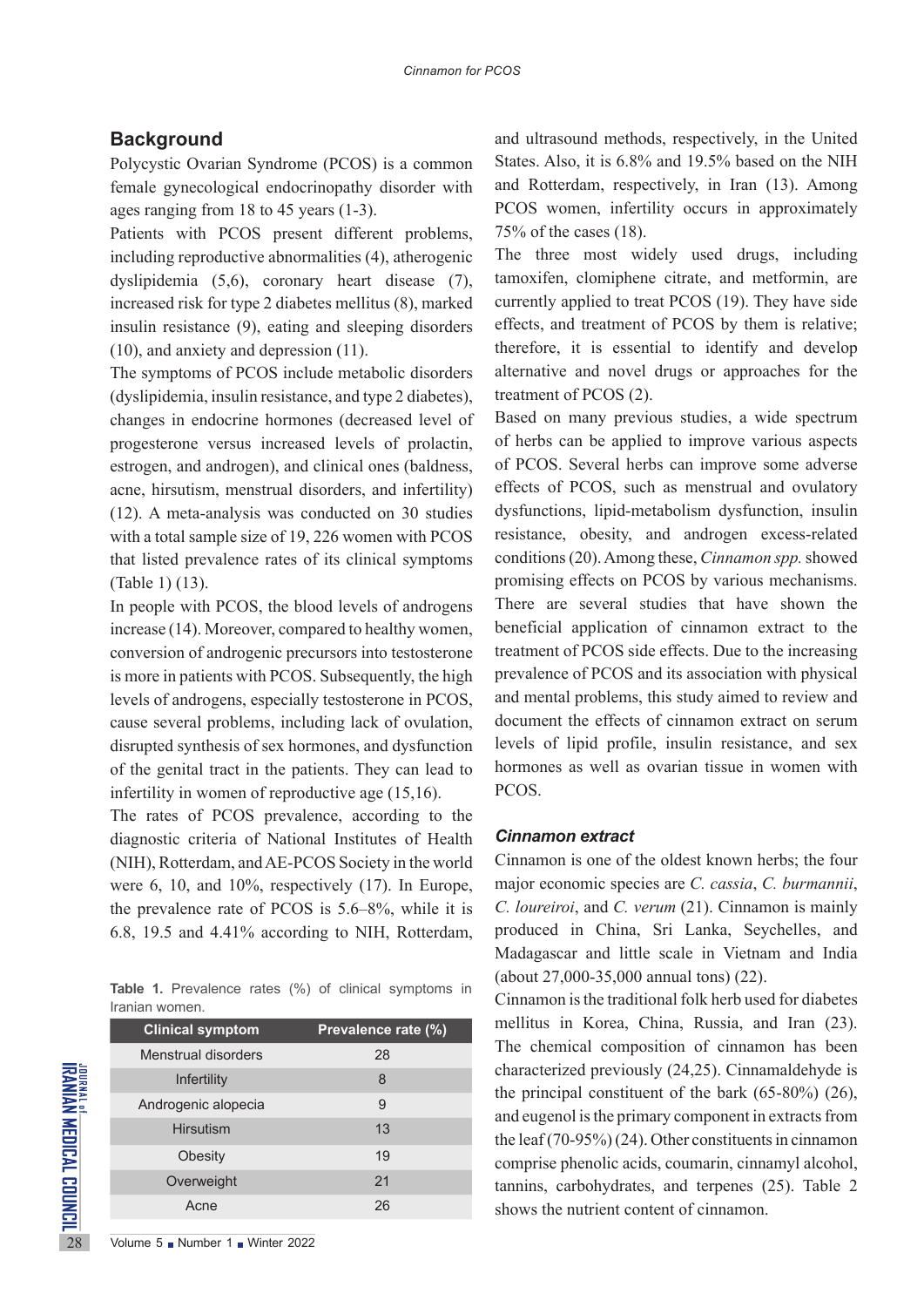## Background

Polycystic Ovarian Syndrome (PCOS) is a common female gynecological endocrinopathy disorder with ages ranging from 18 to 45 years (1-3).

Patients with PCOS present different problems, including reproductive abnormalities (4), atherogenic dyslipidemia (5,6), coronary heart disease (7), increased risk for type 2 diabetes mellitus (8), marked insulin resistance (9), eating and sleeping disorders (10), and anxiety and depression (11).

The symptoms of PCOS include metabolic disorders (dyslipidemia, insulin resistance, and type 2 diabetes), changes in endocrine hormones (decreased level of progesterone versus increased levels of prolactin, estrogen, and androgen), and clinical ones (baldness, acne, hirsutism, menstrual disorders, and infertility) (12). A meta-analysis was conducted on 30 studies with a total sample size of 19, 226 women with PCOS that listed prevalence rates of its clinical symptoms (Table 1) (13).

In people with PCOS, the blood levels of androgens increase (14). Moreover, compared to healthy women, conversion of androgenic precursors into testosterone is more in patients with PCOS. Subsequently, the high levels of androgens, especially testosterone in PCOS, cause several problems, including lack of ovulation, disrupted synthesis of sex hormones, and dysfunction of the genital tract in the patients. They can lead to infertility in women of reproductive age (15,16).

The rates of PCOS prevalence, according to the diagnostic criteria of National Institutes of Health (NIH), Rotterdam, and AE-PCOS Society in the world were 6, 10, and 10%, respectively (17). In Europe, the prevalence rate of PCOS is 5.6–8%, while it is 6.8, 19.5 and 4.41% according to NIH, Rotterdam, and ultrasound methods, respectively, in the United States. Also, it is 6.8% and 19.5% based on the NIH and Rotterdam, respectively, in Iran (13). Among PCOS women, infertility occurs in approximately 75% of the cases (18).

**Table 1.** Prevalence rates (%) of clinical symptoms in Iranian women.

| Clinical symptom | Prevalence rate (%) |
|---|---|
| Menstrual disorders | 28 |
| Infertility | 8 |
| Androgenic alopecia | 9 |
| Hirsutism | 13 |
| Obesity | 19 |
| Overweight | 21 |
| Acne | 26 |

The three most widely used drugs, including tamoxifen, clomiphene citrate, and metformin, are currently applied to treat PCOS (19). They have side effects, and treatment of PCOS by them is relative; therefore, it is essential to identify and develop alternative and novel drugs or approaches for the treatment of PCOS (2).

Based on many previous studies, a wide spectrum of herbs can be applied to improve various aspects of PCOS. Several herbs can improve some adverse effects of PCOS, such as menstrual and ovulatory dysfunctions, lipid-metabolism dysfunction, insulin resistance, obesity, and androgen excess-related conditions (20). Among these, *Cinnamon spp.* showed promising effects on PCOS by various mechanisms. There are several studies that have shown the beneficial application of cinnamon extract to the treatment of PCOS side effects. Due to the increasing prevalence of PCOS and its association with physical and mental problems, this study aimed to review and document the effects of cinnamon extract on serum levels of lipid profile, insulin resistance, and sex hormones as well as ovarian tissue in women with PCOS.

### *Cinnamon extract*

Cinnamon is one of the oldest known herbs; the four major economic species are *C. cassia*, *C. burmannii*, *C. loureiroi*, and *C. verum* (21). Cinnamon is mainly produced in China, Sri Lanka, Seychelles, and Madagascar and little scale in Vietnam and India (about 27,000-35,000 annual tons) (22).

Cinnamon is the traditional folk herb used for diabetes mellitus in Korea, China, Russia, and Iran (23). The chemical composition of cinnamon has been characterized previously (24,25). Cinnamaldehyde is the principal constituent of the bark (65-80%) (26), and eugenol is the primary component in extracts from the leaf (70-95%) (24). Other constituents in cinnamon comprise phenolic acids, coumarin, cinnamyl alcohol, tannins, carbohydrates, and terpenes (25). Table 2 shows the nutrient content of cinnamon.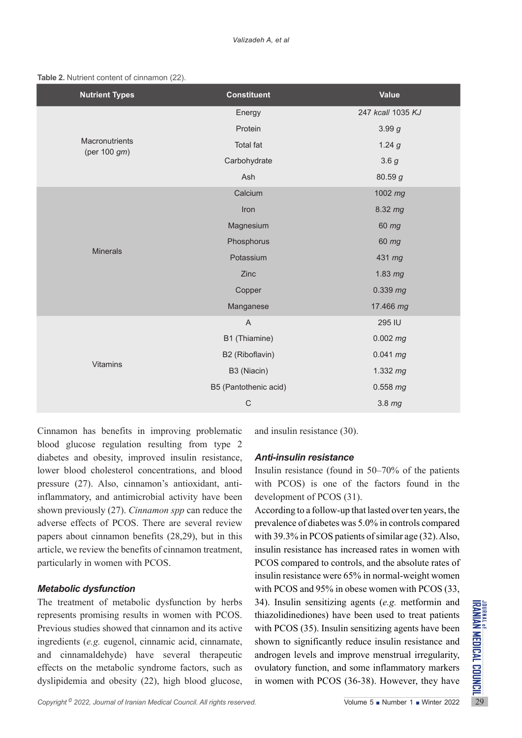**Table 2.** Nutrient content of cinnamon (22).

| Nutrient Types | Constituent | Value |
|---|---|---|
| Macronutrients (per 100 *gm*) | Energy | 247 *kcal*/ 1035 *KJ* |
| | Protein | 3.99 *g* |
| | Total fat | 1.24 *g* |
| | Carbohydrate | 3.6 *g* |
| | Ash | 80.59 *g* |
| Minerals | Calcium | 1002 *mg* |
| | Iron | 8.32 *mg* |
| | Magnesium | 60 *mg* |
| | Phosphorus | 60 *mg* |
| | Potassium | 431 *mg* |
| | Zinc | 1.83 *mg* |
| | Copper | 0.339 *mg* |
| | Manganese | 17.466 *mg* |
| Vitamins | A | 295 IU |
| | B1 (Thiamine) | 0.002 *mg* |
| | B2 (Riboflavin) | 0.041 *mg* |
| | B3 (Niacin) | 1.332 *mg* |
| | B5 (Pantothenic acid) | 0.558 *mg* |
| | C | 3.8 *mg* |

Cinnamon has benefits in improving problematic blood glucose regulation resulting from type 2 diabetes and obesity, improved insulin resistance, lower blood cholesterol concentrations, and blood pressure (27). Also, cinnamon's antioxidant, anti-inflammatory, and antimicrobial activity have been shown previously (27). *Cinnamon spp* can reduce the adverse effects of PCOS. There are several review papers about cinnamon benefits (28,29), but in this article, we review the benefits of cinnamon treatment, particularly in women with PCOS.

### *Metabolic dysfunction*

The treatment of metabolic dysfunction by herbs represents promising results in women with PCOS. Previous studies showed that cinnamon and its active ingredients (*e.g.* eugenol, cinnamic acid, cinnamate, and cinnamaldehyde) have several therapeutic effects on the metabolic syndrome factors, such as dyslipidemia and obesity (22), high blood glucose, and insulin resistance (30).

### *Anti-insulin resistance*

Insulin resistance (found in 50–70% of the patients with PCOS) is one of the factors found in the development of PCOS (31).

According to a follow-up that lasted over ten years, the prevalence of diabetes was 5.0% in controls compared with 39.3% in PCOS patients of similar age (32). Also, insulin resistance has increased rates in women with PCOS compared to controls, and the absolute rates of insulin resistance were 65% in normal-weight women with PCOS and 95% in obese women with PCOS (33, 34). Insulin sensitizing agents (*e.g.* metformin and thiazolidinediones) have been used to treat patients with PCOS (35). Insulin sensitizing agents have been shown to significantly reduce insulin resistance and androgen levels and improve menstrual irregularity, ovulatory function, and some inflammatory markers in women with PCOS (36-38). However, they have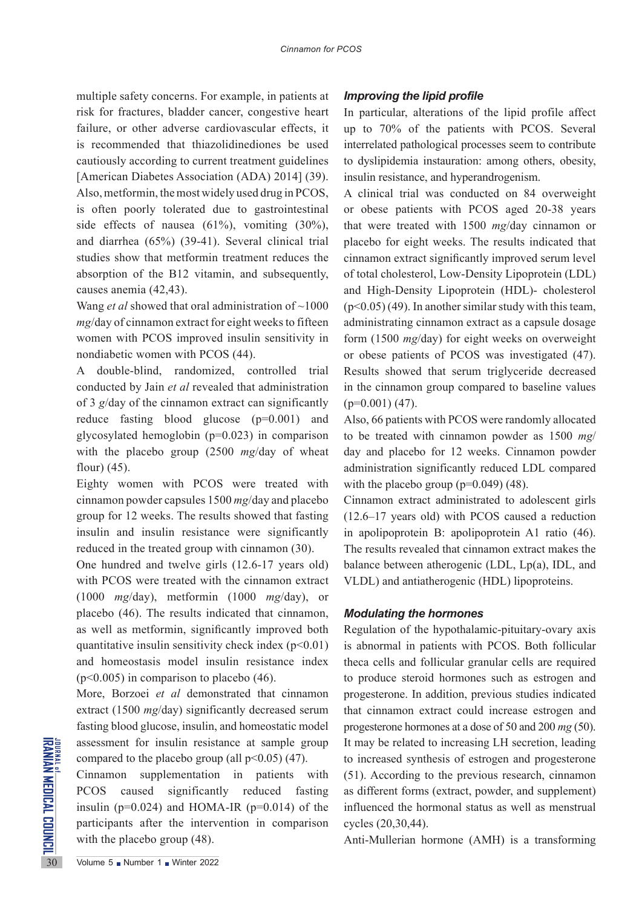multiple safety concerns. For example, in patients at risk for fractures, bladder cancer, congestive heart failure, or other adverse cardiovascular effects, it is recommended that thiazolidinediones be used cautiously according to current treatment guidelines [American Diabetes Association (ADA) 2014] (39). Also, metformin, the most widely used drug in PCOS, is often poorly tolerated due to gastrointestinal side effects of nausea (61%), vomiting (30%), and diarrhea (65%) (39-41). Several clinical trial studies show that metformin treatment reduces the absorption of the B12 vitamin, and subsequently, causes anemia (42,43).

Wang *et al* showed that oral administration of ~1000 *mg*/day of cinnamon extract for eight weeks to fifteen women with PCOS improved insulin sensitivity in nondiabetic women with PCOS (44).

A double-blind, randomized, controlled trial conducted by Jain *et al* revealed that administration of 3 *g*/day of the cinnamon extract can significantly reduce fasting blood glucose (p=0.001) and glycosylated hemoglobin (p=0.023) in comparison with the placebo group (2500 *mg*/day of wheat flour) (45).

Eighty women with PCOS were treated with cinnamon powder capsules 1500 *mg*/day and placebo group for 12 weeks. The results showed that fasting insulin and insulin resistance were significantly reduced in the treated group with cinnamon (30).

One hundred and twelve girls (12.6-17 years old) with PCOS were treated with the cinnamon extract (1000 *mg*/day), metformin (1000 *mg*/day), or placebo (46). The results indicated that cinnamon, as well as metformin, significantly improved both quantitative insulin sensitivity check index ($p<0.01$) and homeostasis model insulin resistance index ($p<0.005$) in comparison to placebo (46).

More, Borzoei *et al* demonstrated that cinnamon extract (1500 *mg*/day) significantly decreased serum fasting blood glucose, insulin, and homeostatic model assessment for insulin resistance at sample group compared to the placebo group (all $p<0.05$) (47).

Cinnamon supplementation in patients with PCOS caused significantly reduced fasting insulin (p=0.024) and HOMA-IR (p=0.014) of the participants after the intervention in comparison with the placebo group (48).

### *Improving the lipid profile*

In particular, alterations of the lipid profile affect up to 70% of the patients with PCOS. Several interrelated pathological processes seem to contribute to dyslipidemia instauration: among others, obesity, insulin resistance, and hyperandrogenism.

A clinical trial was conducted on 84 overweight or obese patients with PCOS aged 20-38 years that were treated with 1500 *mg*/day cinnamon or placebo for eight weeks. The results indicated that cinnamon extract significantly improved serum level of total cholesterol, Low-Density Lipoprotein (LDL) and High-Density Lipoprotein (HDL)- cholesterol ($p<0.05$) (49). In another similar study with this team, administrating cinnamon extract as a capsule dosage form (1500 *mg*/day) for eight weeks on overweight or obese patients of PCOS was investigated (47). Results showed that serum triglyceride decreased in the cinnamon group compared to baseline values (p=0.001) (47).

Also, 66 patients with PCOS were randomly allocated to be treated with cinnamon powder as 1500 *mg*/day and placebo for 12 weeks. Cinnamon powder administration significantly reduced LDL compared with the placebo group (p=0.049) (48).

Cinnamon extract administrated to adolescent girls (12.6–17 years old) with PCOS caused a reduction in apolipoprotein B: apolipoprotein A1 ratio (46). The results revealed that cinnamon extract makes the balance between atherogenic (LDL, Lp(a), IDL, and VLDL) and antiatherogenic (HDL) lipoproteins.

### *Modulating the hormones*

Regulation of the hypothalamic-pituitary-ovary axis is abnormal in patients with PCOS. Both follicular theca cells and follicular granular cells are required to produce steroid hormones such as estrogen and progesterone. In addition, previous studies indicated that cinnamon extract could increase estrogen and progesterone hormones at a dose of 50 and 200 *mg* (50). It may be related to increasing LH secretion, leading to increased synthesis of estrogen and progesterone (51). According to the previous research, cinnamon as different forms (extract, powder, and supplement) influenced the hormonal status as well as menstrual cycles (20,30,44).

Anti-Mullerian hormone (AMH) is a transforming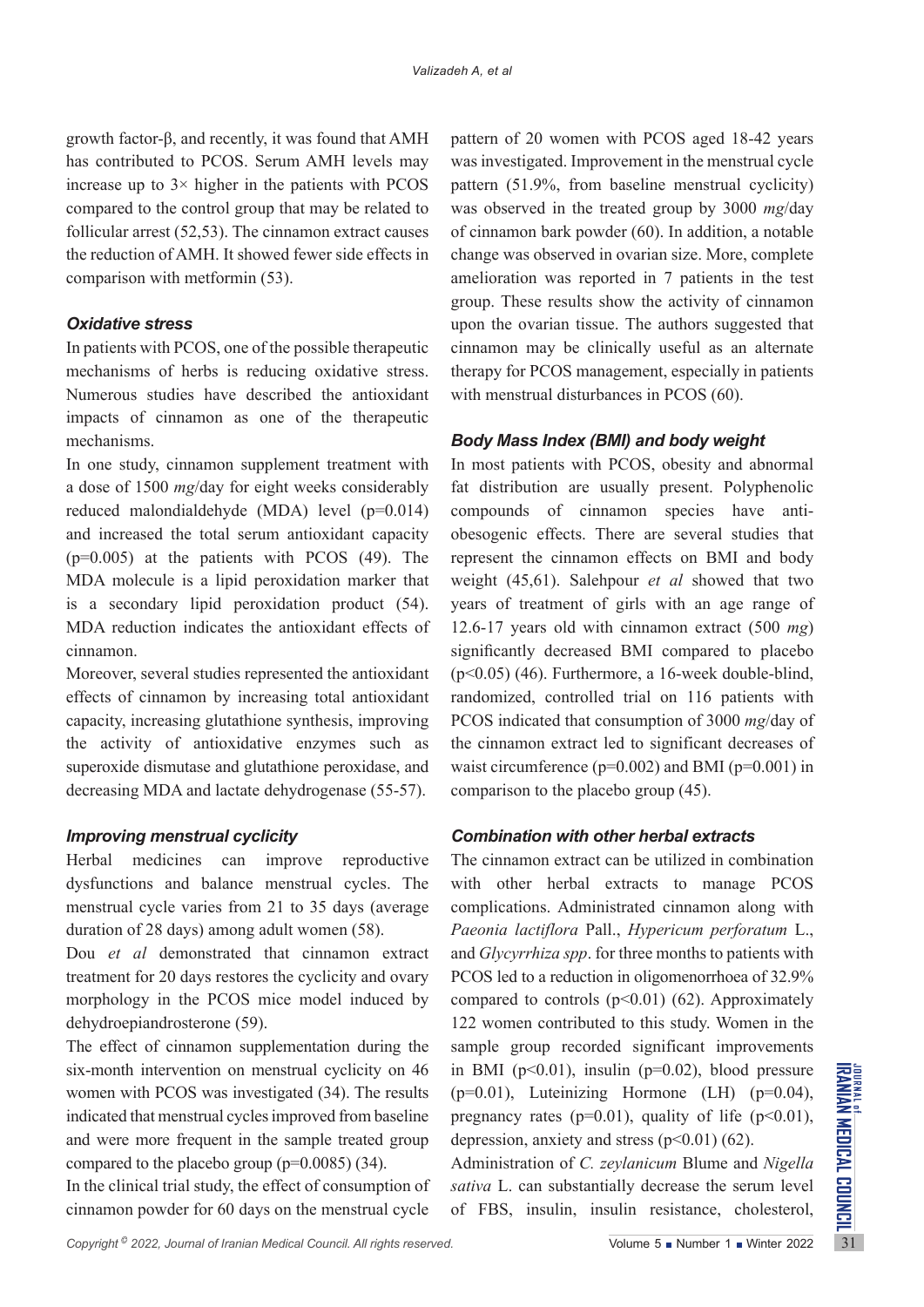growth factor-β, and recently, it was found that AMH has contributed to PCOS. Serum AMH levels may increase up to 3× higher in the patients with PCOS compared to the control group that may be related to follicular arrest (52,53). The cinnamon extract causes the reduction of AMH. It showed fewer side effects in comparison with metformin (53).

### *Oxidative stress*

In patients with PCOS, one of the possible therapeutic mechanisms of herbs is reducing oxidative stress. Numerous studies have described the antioxidant impacts of cinnamon as one of the therapeutic mechanisms.

In one study, cinnamon supplement treatment with a dose of 1500 *mg*/day for eight weeks considerably reduced malondialdehyde (MDA) level ($p=0.014$) and increased the total serum antioxidant capacity ($p=0.005$) at the patients with PCOS (49). The MDA molecule is a lipid peroxidation marker that is a secondary lipid peroxidation product (54). MDA reduction indicates the antioxidant effects of cinnamon.

Moreover, several studies represented the antioxidant effects of cinnamon by increasing total antioxidant capacity, increasing glutathione synthesis, improving the activity of antioxidative enzymes such as superoxide dismutase and glutathione peroxidase, and decreasing MDA and lactate dehydrogenase (55-57).

### *Improving menstrual cyclicity*

Herbal medicines can improve reproductive dysfunctions and balance menstrual cycles. The menstrual cycle varies from 21 to 35 days (average duration of 28 days) among adult women (58).

Dou *et al* demonstrated that cinnamon extract treatment for 20 days restores the cyclicity and ovary morphology in the PCOS mice model induced by dehydroepiandrosterone (59).

The effect of cinnamon supplementation during the six-month intervention on menstrual cyclicity on 46 women with PCOS was investigated (34). The results indicated that menstrual cycles improved from baseline and were more frequent in the sample treated group compared to the placebo group ($p=0.0085$) (34).

In the clinical trial study, the effect of consumption of cinnamon powder for 60 days on the menstrual cycle pattern of 20 women with PCOS aged 18-42 years was investigated. Improvement in the menstrual cycle pattern (51.9%, from baseline menstrual cyclicity) was observed in the treated group by 3000 *mg*/day of cinnamon bark powder (60). In addition, a notable change was observed in ovarian size. More, complete amelioration was reported in 7 patients in the test group. These results show the activity of cinnamon upon the ovarian tissue. The authors suggested that cinnamon may be clinically useful as an alternate therapy for PCOS management, especially in patients with menstrual disturbances in PCOS (60).

### *Body Mass Index (BMI) and body weight*

In most patients with PCOS, obesity and abnormal fat distribution are usually present. Polyphenolic compounds of cinnamon species have anti-obesogenic effects. There are several studies that represent the cinnamon effects on BMI and body weight (45,61). Salehpour *et al* showed that two years of treatment of girls with an age range of 12.6-17 years old with cinnamon extract (500 *mg*) significantly decreased BMI compared to placebo ($p<0.05$) (46). Furthermore, a 16-week double-blind, randomized, controlled trial on 116 patients with PCOS indicated that consumption of 3000 *mg*/day of the cinnamon extract led to significant decreases of waist circumference ($p=0.002$) and BMI ($p=0.001$) in comparison to the placebo group (45).

### *Combination with other herbal extracts*

The cinnamon extract can be utilized in combination with other herbal extracts to manage PCOS complications. Administrated cinnamon along with *Paeonia lactiflora* Pall., *Hypericum perforatum* L., and *Glycyrrhiza spp*. for three months to patients with PCOS led to a reduction in oligomenorrhoea of 32.9% compared to controls ($p<0.01$) (62). Approximately 122 women contributed to this study. Women in the sample group recorded significant improvements in BMI ($p<0.01$), insulin ($p=0.02$), blood pressure ($p=0.01$), Luteinizing Hormone (LH) ($p=0.04$), pregnancy rates ($p=0.01$), quality of life ($p<0.01$), depression, anxiety and stress ($p<0.01$) (62).

Administration of *C. zeylanicum* Blume and *Nigella sativa* L. can substantially decrease the serum level of FBS, insulin, insulin resistance, cholesterol,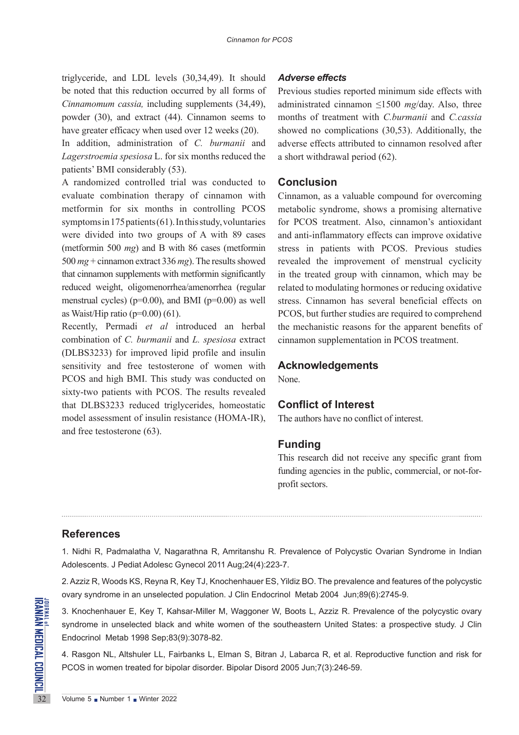triglyceride, and LDL levels (30,34,49). It should be noted that this reduction occurred by all forms of *Cinnamomum cassia,* including supplements (34,49), powder (30), and extract (44). Cinnamon seems to have greater efficacy when used over 12 weeks (20).

In addition, administration of *C. burmanii* and *Lagerstroemia spesiosa* L. for six months reduced the patients' BMI considerably (53).

A randomized controlled trial was conducted to evaluate combination therapy of cinnamon with metformin for six months in controlling PCOS symptoms in 175 patients (61). In this study, voluntaries were divided into two groups of A with 89 cases (metformin 500 *mg*) and B with 86 cases (metformin 500 *mg* + cinnamon extract 336 *mg*). The results showed that cinnamon supplements with metformin significantly reduced weight, oligomenorrhea/amenorrhea (regular menstrual cycles) ($p=0.00$), and BMI ($p=0.00$) as well as Waist/Hip ratio ($p=0.00$) (61).

Recently, Permadi *et al* introduced an herbal combination of *C. burmanii* and *L. spesiosa* extract (DLBS3233) for improved lipid profile and insulin sensitivity and free testosterone of women with PCOS and high BMI. This study was conducted on sixty-two patients with PCOS. The results revealed that DLBS3233 reduced triglycerides, homeostatic model assessment of insulin resistance (HOMA-IR), and free testosterone (63).

### *Adverse effects*

Previous studies reported minimum side effects with administrated cinnamon ≤1500 *mg*/day. Also, three months of treatment with *C.burmanii* and *C.cassia* showed no complications (30,53). Additionally, the adverse effects attributed to cinnamon resolved after a short withdrawal period (62).

## Conclusion

Cinnamon, as a valuable compound for overcoming metabolic syndrome, shows a promising alternative for PCOS treatment. Also, cinnamon's antioxidant and anti-inflammatory effects can improve oxidative stress in patients with PCOS. Previous studies revealed the improvement of menstrual cyclicity in the treated group with cinnamon, which may be related to modulating hormones or reducing oxidative stress. Cinnamon has several beneficial effects on PCOS, but further studies are required to comprehend the mechanistic reasons for the apparent benefits of cinnamon supplementation in PCOS treatment.

## Acknowledgements

None.

## Conflict of Interest

The authors have no conflict of interest.

## Funding

This research did not receive any specific grant from funding agencies in the public, commercial, or not-for-profit sectors.

## References

1. Nidhi R, Padmalatha V, Nagarathna R, Amritanshu R. Prevalence of Polycystic Ovarian Syndrome in Indian Adolescents. J Pediat Adolesc Gynecol 2011 Aug;24(4):223-7.

2. Azziz R, Woods KS, Reyna R, Key TJ, Knochenhauer ES, Yildiz BO. The prevalence and features of the polycystic ovary syndrome in an unselected population. J Clin Endocrinol Metab 2004 Jun;89(6):2745-9.

3. Knochenhauer E, Key T, Kahsar-Miller M, Waggoner W, Boots L, Azziz R. Prevalence of the polycystic ovary syndrome in unselected black and white women of the southeastern United States: a prospective study. J Clin Endocrinol Metab 1998 Sep;83(9):3078-82.

4. Rasgon NL, Altshuler LL, Fairbanks L, Elman S, Bitran J, Labarca R, et al. Reproductive function and risk for PCOS in women treated for bipolar disorder. Bipolar Disord 2005 Jun;7(3):246-59.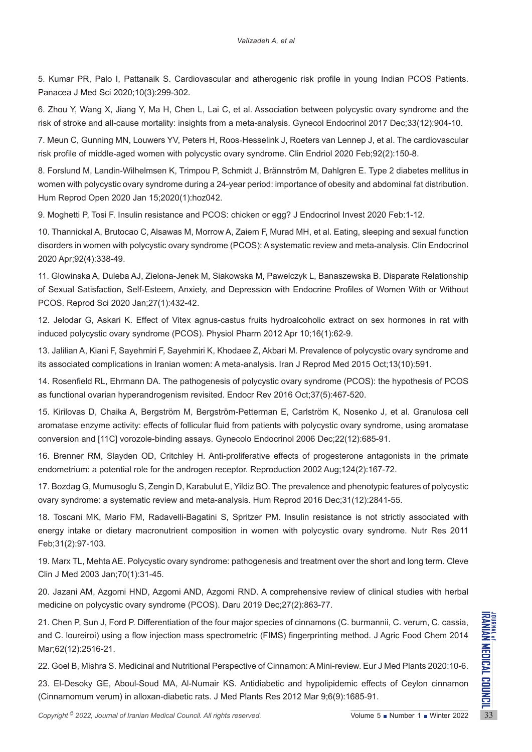5. Kumar PR, Palo I, Pattanaik S. Cardiovascular and atherogenic risk profile in young Indian PCOS Patients. Panacea J Med Sci 2020;10(3):299-302.

6. Zhou Y, Wang X, Jiang Y, Ma H, Chen L, Lai C, et al. Association between polycystic ovary syndrome and the risk of stroke and all-cause mortality: insights from a meta-analysis. Gynecol Endocrinol 2017 Dec;33(12):904-10.

7. Meun C, Gunning MN, Louwers YV, Peters H, Roos-Hesselink J, Roeters van Lennep J, et al. The cardiovascular risk profile of middle-aged women with polycystic ovary syndrome. Clin Endriol 2020 Feb;92(2):150-8.

8. Forslund M, Landin-Wilhelmsen K, Trimpou P, Schmidt J, Brännström M, Dahlgren E. Type 2 diabetes mellitus in women with polycystic ovary syndrome during a 24-year period: importance of obesity and abdominal fat distribution. Hum Reprod Open 2020 Jan 15;2020(1):hoz042.

9. Moghetti P, Tosi F. Insulin resistance and PCOS: chicken or egg? J Endocrinol Invest 2020 Feb:1-12.

10. Thannickal A, Brutocao C, Alsawas M, Morrow A, Zaiem F, Murad MH, et al. Eating, sleeping and sexual function disorders in women with polycystic ovary syndrome (PCOS): A systematic review and meta-analysis. Clin Endocrinol 2020 Apr;92(4):338-49.

11. Glowinska A, Duleba AJ, Zielona-Jenek M, Siakowska M, Pawelczyk L, Banaszewska B. Disparate Relationship of Sexual Satisfaction, Self-Esteem, Anxiety, and Depression with Endocrine Profiles of Women With or Without PCOS. Reprod Sci 2020 Jan;27(1):432-42.

12. Jelodar G, Askari K. Effect of Vitex agnus-castus fruits hydroalcoholic extract on sex hormones in rat with induced polycystic ovary syndrome (PCOS). Physiol Pharm 2012 Apr 10;16(1):62-9.

13. Jalilian A, Kiani F, Sayehmiri F, Sayehmiri K, Khodaee Z, Akbari M. Prevalence of polycystic ovary syndrome and its associated complications in Iranian women: A meta-analysis. Iran J Reprod Med 2015 Oct;13(10):591.

14. Rosenfield RL, Ehrmann DA. The pathogenesis of polycystic ovary syndrome (PCOS): the hypothesis of PCOS as functional ovarian hyperandrogenism revisited. Endocr Rev 2016 Oct;37(5):467-520.

15. Kirilovas D, Chaika A, Bergström M, Bergström-Petterman E, Carlström K, Nosenko J, et al. Granulosa cell aromatase enzyme activity: effects of follicular fluid from patients with polycystic ovary syndrome, using aromatase conversion and [11C] vorozole-binding assays. Gynecolo Endocrinol 2006 Dec;22(12):685-91.

16. Brenner RM, Slayden OD, Critchley H. Anti-proliferative effects of progesterone antagonists in the primate endometrium: a potential role for the androgen receptor. Reproduction 2002 Aug;124(2):167-72.

17. Bozdag G, Mumusoglu S, Zengin D, Karabulut E, Yildiz BO. The prevalence and phenotypic features of polycystic ovary syndrome: a systematic review and meta-analysis. Hum Reprod 2016 Dec;31(12):2841-55.

18. Toscani MK, Mario FM, Radavelli-Bagatini S, Spritzer PM. Insulin resistance is not strictly associated with energy intake or dietary macronutrient composition in women with polycystic ovary syndrome. Nutr Res 2011 Feb;31(2):97-103.

19. Marx TL, Mehta AE. Polycystic ovary syndrome: pathogenesis and treatment over the short and long term. Cleve Clin J Med 2003 Jan;70(1):31-45.

20. Jazani AM, Azgomi HND, Azgomi AND, Azgomi RND. A comprehensive review of clinical studies with herbal medicine on polycystic ovary syndrome (PCOS). Daru 2019 Dec;27(2):863-77.

21. Chen P, Sun J, Ford P. Differentiation of the four major species of cinnamons (C. burmannii, C. verum, C. cassia, and C. loureiroi) using a flow injection mass spectrometric (FIMS) fingerprinting method. J Agric Food Chem 2014 Mar;62(12):2516-21.

22. Goel B, Mishra S. Medicinal and Nutritional Perspective of Cinnamon: A Mini-review. Eur J Med Plants 2020:10-6.

23. El-Desoky GE, Aboul-Soud MA, Al-Numair KS. Antidiabetic and hypolipidemic effects of Ceylon cinnamon (Cinnamomum verum) in alloxan-diabetic rats. J Med Plants Res 2012 Mar 9;6(9):1685-91.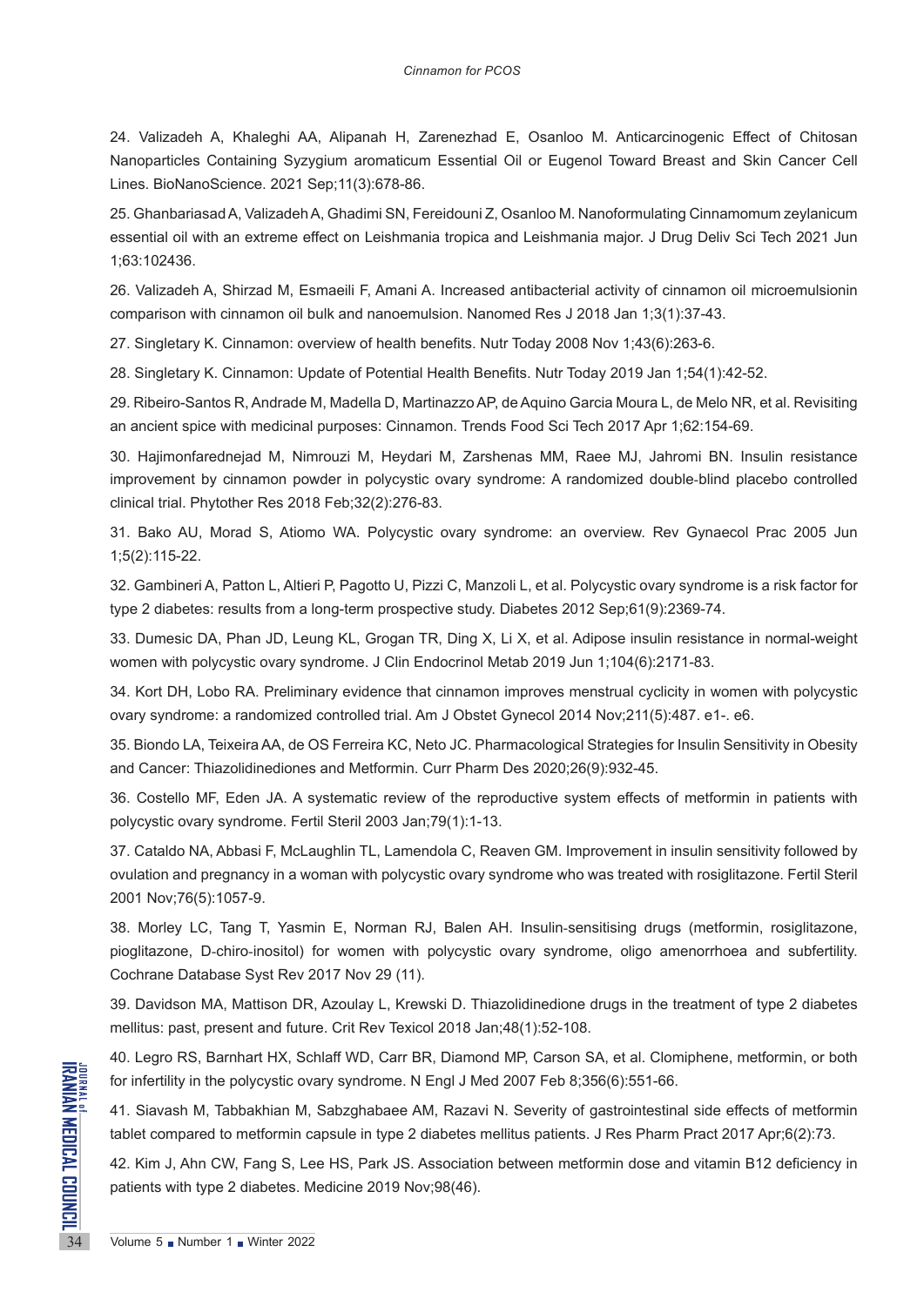24. Valizadeh A, Khaleghi AA, Alipanah H, Zarenezhad E, Osanloo M. Anticarcinogenic Effect of Chitosan Nanoparticles Containing Syzygium aromaticum Essential Oil or Eugenol Toward Breast and Skin Cancer Cell Lines. BioNanoScience. 2021 Sep;11(3):678-86.

25. Ghanbariasad A, Valizadeh A, Ghadimi SN, Fereidouni Z, Osanloo M. Nanoformulating Cinnamomum zeylanicum essential oil with an extreme effect on Leishmania tropica and Leishmania major. J Drug Deliv Sci Tech 2021 Jun 1;63:102436.

26. Valizadeh A, Shirzad M, Esmaeili F, Amani A. Increased antibacterial activity of cinnamon oil microemulsionin comparison with cinnamon oil bulk and nanoemulsion. Nanomed Res J 2018 Jan 1;3(1):37-43.

27. Singletary K. Cinnamon: overview of health benefits. Nutr Today 2008 Nov 1;43(6):263-6.

28. Singletary K. Cinnamon: Update of Potential Health Benefits. Nutr Today 2019 Jan 1;54(1):42-52.

29. Ribeiro-Santos R, Andrade M, Madella D, Martinazzo AP, de Aquino Garcia Moura L, de Melo NR, et al. Revisiting an ancient spice with medicinal purposes: Cinnamon. Trends Food Sci Tech 2017 Apr 1;62:154-69.

30. Hajimonfarednejad M, Nimrouzi M, Heydari M, Zarshenas MM, Raee MJ, Jahromi BN. Insulin resistance improvement by cinnamon powder in polycystic ovary syndrome: A randomized double-blind placebo controlled clinical trial. Phytother Res 2018 Feb;32(2):276-83.

31. Bako AU, Morad S, Atiomo WA. Polycystic ovary syndrome: an overview. Rev Gynaecol Prac 2005 Jun 1;5(2):115-22.

32. Gambineri A, Patton L, Altieri P, Pagotto U, Pizzi C, Manzoli L, et al. Polycystic ovary syndrome is a risk factor for type 2 diabetes: results from a long-term prospective study. Diabetes 2012 Sep;61(9):2369-74.

33. Dumesic DA, Phan JD, Leung KL, Grogan TR, Ding X, Li X, et al. Adipose insulin resistance in normal-weight women with polycystic ovary syndrome. J Clin Endocrinol Metab 2019 Jun 1;104(6):2171-83.

34. Kort DH, Lobo RA. Preliminary evidence that cinnamon improves menstrual cyclicity in women with polycystic ovary syndrome: a randomized controlled trial. Am J Obstet Gynecol 2014 Nov;211(5):487. e1-. e6.

35. Biondo LA, Teixeira AA, de OS Ferreira KC, Neto JC. Pharmacological Strategies for Insulin Sensitivity in Obesity and Cancer: Thiazolidinediones and Metformin. Curr Pharm Des 2020;26(9):932-45.

36. Costello MF, Eden JA. A systematic review of the reproductive system effects of metformin in patients with polycystic ovary syndrome. Fertil Steril 2003 Jan;79(1):1-13.

37. Cataldo NA, Abbasi F, McLaughlin TL, Lamendola C, Reaven GM. Improvement in insulin sensitivity followed by ovulation and pregnancy in a woman with polycystic ovary syndrome who was treated with rosiglitazone. Fertil Steril 2001 Nov;76(5):1057-9.

38. Morley LC, Tang T, Yasmin E, Norman RJ, Balen AH. Insulin-sensitising drugs (metformin, rosiglitazone, pioglitazone, D-chiro-inositol) for women with polycystic ovary syndrome, oligo amenorrhoea and subfertility. Cochrane Database Syst Rev 2017 Nov 29 (11).

39. Davidson MA, Mattison DR, Azoulay L, Krewski D. Thiazolidinedione drugs in the treatment of type 2 diabetes mellitus: past, present and future. Crit Rev Texicol 2018 Jan;48(1):52-108.

40. Legro RS, Barnhart HX, Schlaff WD, Carr BR, Diamond MP, Carson SA, et al. Clomiphene, metformin, or both for infertility in the polycystic ovary syndrome. N Engl J Med 2007 Feb 8;356(6):551-66.

41. Siavash M, Tabbakhian M, Sabzghabaee AM, Razavi N. Severity of gastrointestinal side effects of metformin tablet compared to metformin capsule in type 2 diabetes mellitus patients. J Res Pharm Pract 2017 Apr;6(2):73.

42. Kim J, Ahn CW, Fang S, Lee HS, Park JS. Association between metformin dose and vitamin B12 deficiency in patients with type 2 diabetes. Medicine 2019 Nov;98(46).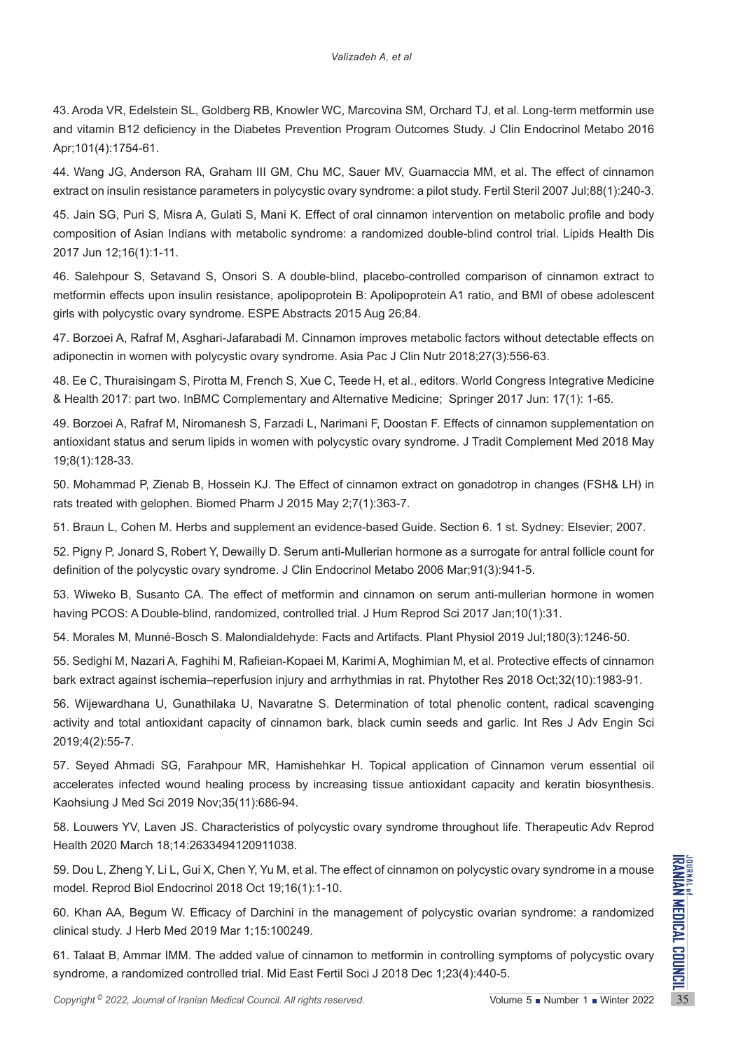43. Aroda VR, Edelstein SL, Goldberg RB, Knowler WC, Marcovina SM, Orchard TJ, et al. Long-term metformin use and vitamin B12 deficiency in the Diabetes Prevention Program Outcomes Study. J Clin Endocrinol Metabo 2016 Apr;101(4):1754-61.

44. Wang JG, Anderson RA, Graham III GM, Chu MC, Sauer MV, Guarnaccia MM, et al. The effect of cinnamon extract on insulin resistance parameters in polycystic ovary syndrome: a pilot study. Fertil Steril 2007 Jul;88(1):240-3.

45. Jain SG, Puri S, Misra A, Gulati S, Mani K. Effect of oral cinnamon intervention on metabolic profile and body composition of Asian Indians with metabolic syndrome: a randomized double-blind control trial. Lipids Health Dis 2017 Jun 12;16(1):1-11.

46. Salehpour S, Setavand S, Onsori S. A double-blind, placebo-controlled comparison of cinnamon extract to metformin effects upon insulin resistance, apolipoprotein B: Apolipoprotein A1 ratio, and BMI of obese adolescent girls with polycystic ovary syndrome. ESPE Abstracts 2015 Aug 26;84.

47. Borzoei A, Rafraf M, Asghari-Jafarabadi M. Cinnamon improves metabolic factors without detectable effects on adiponectin in women with polycystic ovary syndrome. Asia Pac J Clin Nutr 2018;27(3):556-63.

48. Ee C, Thuraisingam S, Pirotta M, French S, Xue C, Teede H, et al., editors. World Congress Integrative Medicine & Health 2017: part two. InBMC Complementary and Alternative Medicine; Springer 2017 Jun: 17(1): 1-65.

49. Borzoei A, Rafraf M, Niromanesh S, Farzadi L, Narimani F, Doostan F. Effects of cinnamon supplementation on antioxidant status and serum lipids in women with polycystic ovary syndrome. J Tradit Complement Med 2018 May 19;8(1):128-33.

50. Mohammad P, Zienab B, Hossein KJ. The Effect of cinnamon extract on gonadotrop in changes (FSH& LH) in rats treated with gelophen. Biomed Pharm J 2015 May 2;7(1):363-7.

51. Braun L, Cohen M. Herbs and supplement an evidence-based Guide. Section 6. 1 st. Sydney: Elsevier; 2007.

52. Pigny P, Jonard S, Robert Y, Dewailly D. Serum anti-Mullerian hormone as a surrogate for antral follicle count for definition of the polycystic ovary syndrome. J Clin Endocrinol Metabo 2006 Mar;91(3):941-5.

53. Wiweko B, Susanto CA. The effect of metformin and cinnamon on serum anti-mullerian hormone in women having PCOS: A Double-blind, randomized, controlled trial. J Hum Reprod Sci 2017 Jan;10(1):31.

54. Morales M, Munné-Bosch S. Malondialdehyde: Facts and Artifacts. Plant Physiol 2019 Jul;180(3):1246-50.

55. Sedighi M, Nazari A, Faghihi M, Rafieian-Kopaei M, Karimi A, Moghimian M, et al. Protective effects of cinnamon bark extract against ischemia–reperfusion injury and arrhythmias in rat. Phytother Res 2018 Oct;32(10):1983-91.

56. Wijewardhana U, Gunathilaka U, Navaratne S. Determination of total phenolic content, radical scavenging activity and total antioxidant capacity of cinnamon bark, black cumin seeds and garlic. Int Res J Adv Engin Sci 2019;4(2):55-7.

57. Seyed Ahmadi SG, Farahpour MR, Hamishehkar H. Topical application of Cinnamon verum essential oil accelerates infected wound healing process by increasing tissue antioxidant capacity and keratin biosynthesis. Kaohsiung J Med Sci 2019 Nov;35(11):686-94.

58. Louwers YV, Laven JS. Characteristics of polycystic ovary syndrome throughout life. Therapeutic Adv Reprod Health 2020 March 18;14:2633494120911038.

59. Dou L, Zheng Y, Li L, Gui X, Chen Y, Yu M, et al. The effect of cinnamon on polycystic ovary syndrome in a mouse model. Reprod Biol Endocrinol 2018 Oct 19;16(1):1-10.

60. Khan AA, Begum W. Efficacy of Darchini in the management of polycystic ovarian syndrome: a randomized clinical study. J Herb Med 2019 Mar 1;15:100249.

61. Talaat B, Ammar IMM. The added value of cinnamon to metformin in controlling symptoms of polycystic ovary syndrome, a randomized controlled trial. Mid East Fertil Soci J 2018 Dec 1;23(4):440-5.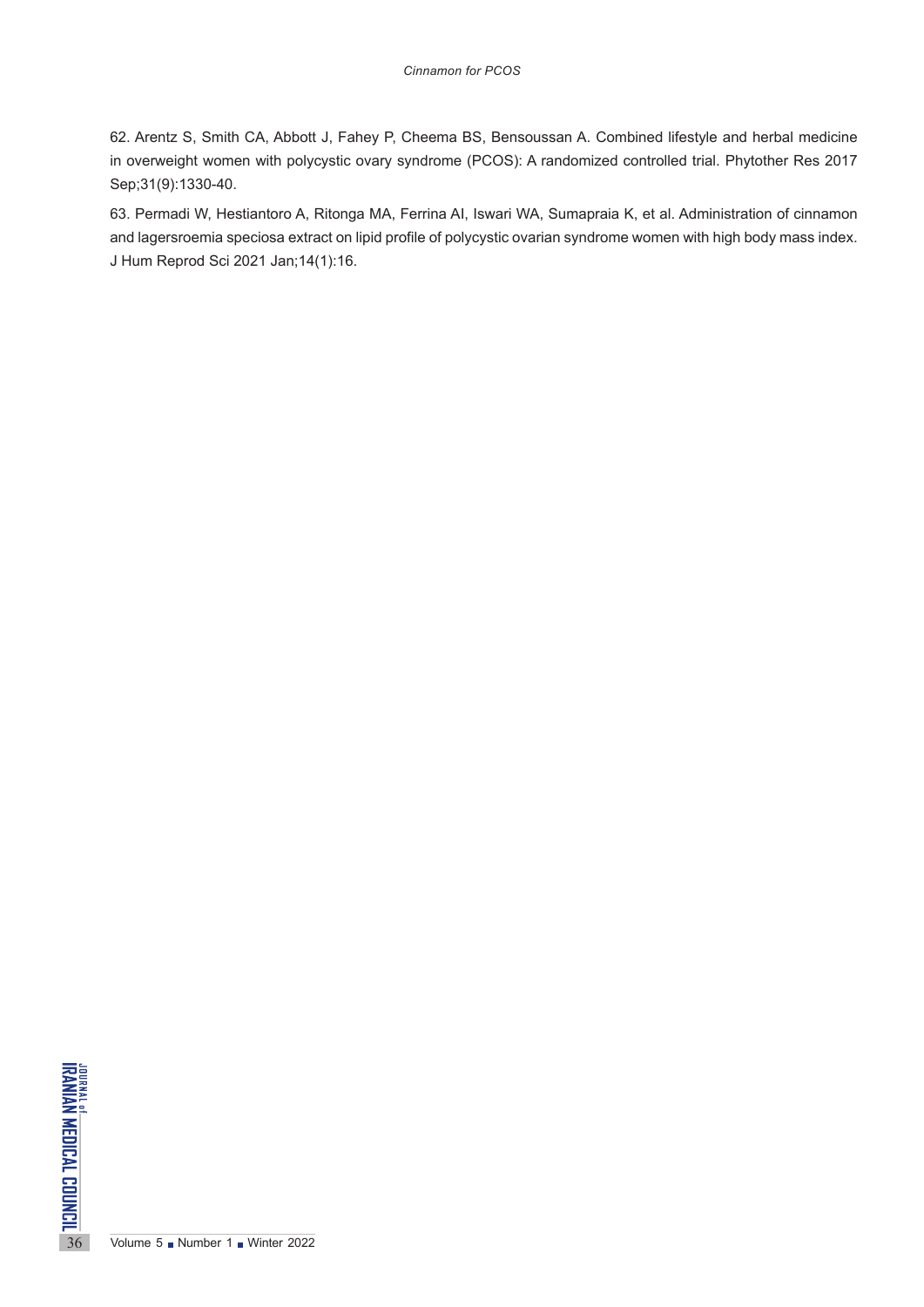62. Arentz S, Smith CA, Abbott J, Fahey P, Cheema BS, Bensoussan A. Combined lifestyle and herbal medicine in overweight women with polycystic ovary syndrome (PCOS): A randomized controlled trial. Phytother Res 2017 Sep;31(9):1330-40.

63. Permadi W, Hestiantoro A, Ritonga MA, Ferrina AI, Iswari WA, Sumapraia K, et al. Administration of cinnamon and lagersroemia speciosa extract on lipid profile of polycystic ovarian syndrome women with high body mass index. J Hum Reprod Sci 2021 Jan;14(1):16.